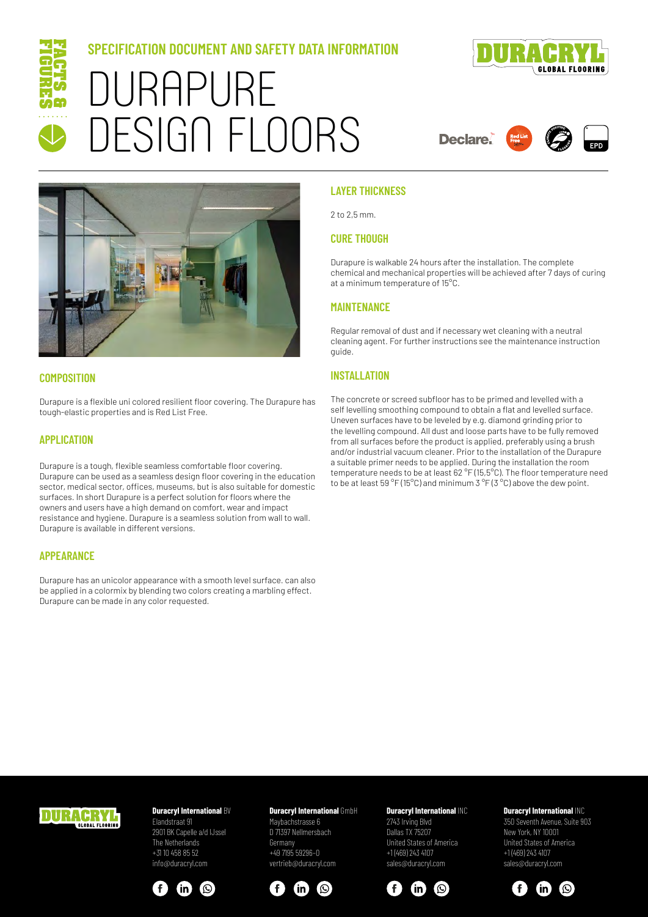FACTS & FIGURES

## SPECIFICATION DOCUMENT AND SAFETY DATA INFORMATION

# DURAPURE DESIGN FLOORS

DURACRYL GLOBAL FLOORING

Declare. Red List Free EPD

## COMPOSITION

Durapure is a flexible uni colored resilient floor covering. The Durapure has tough-elastic properties and is Red List Free.

## APPLICATION

Durapure is a tough, flexible seamless comfortable floor covering. Durapure can be used as a seamless design floor covering in the education sector, medical sector, offices, museums, but is also suitable for domestic surfaces. In short Durapure is a perfect solution for floors where the owners and users have a high demand on comfort, wear and impact resistance and hygiene. Durapure is a seamless solution from wall to wall. Durapure is available in different versions.

## APPEARANCE

Durapure has an unicolor appearance with a smooth level surface. can also be applied in a colormix by blending two colors creating a marbling effect. Durapure can be made in any color requested.

## LAYER THICKNESS

2 to 2,5 mm.

## CURE THOUGH

Durapure is walkable 24 hours after the installation. The complete chemical and mechanical properties will be achieved after 7 days of curing at a minimum temperature of 15°C.

## MAINTENANCE

Regular removal of dust and if necessary wet cleaning with a neutral cleaning agent. For further instructions see the maintenance instruction guide.

## INSTALLATION

The concrete or screed subfloor has to be primed and levelled with a self levelling smoothing compound to obtain a flat and levelled surface. Uneven surfaces have to be leveled by e.g. diamond grinding prior to the levelling compound. All dust and loose parts have to be fully removed from all surfaces before the product is applied, preferably using a brush and/or industrial vacuum cleaner. Prior to the installation of the Durapure a suitable primer needs to be applied. During the installation the room temperature needs to be at least 62 °F (15,5°C). The floor temperature need to be at least 59 °F (15°C) and minimum 3 °F (3 °C) above the dew point.

**Duracryl International** BV
Elandstraat 91
2901 BK Capelle a/d IJssel
The Netherlands
+31 10 458 85 52
info@duracryl.com

**Duracryl International** GmbH
Maybachstrasse 6
D 71397 Nellmersbach
Germany
+49 7195 59296-0
vertrieb@duracryl.com

**Duracryl International** INC
2743 Irving Blvd
Dallas TX 75207
United States of America
+1 (469) 243 4107
sales@duracryl.com

**Duracryl International** INC
350 Seventh Avenue, Suite 903
New York, NY 10001
United States of America
+1 (469) 243 4107
sales@duracryl.com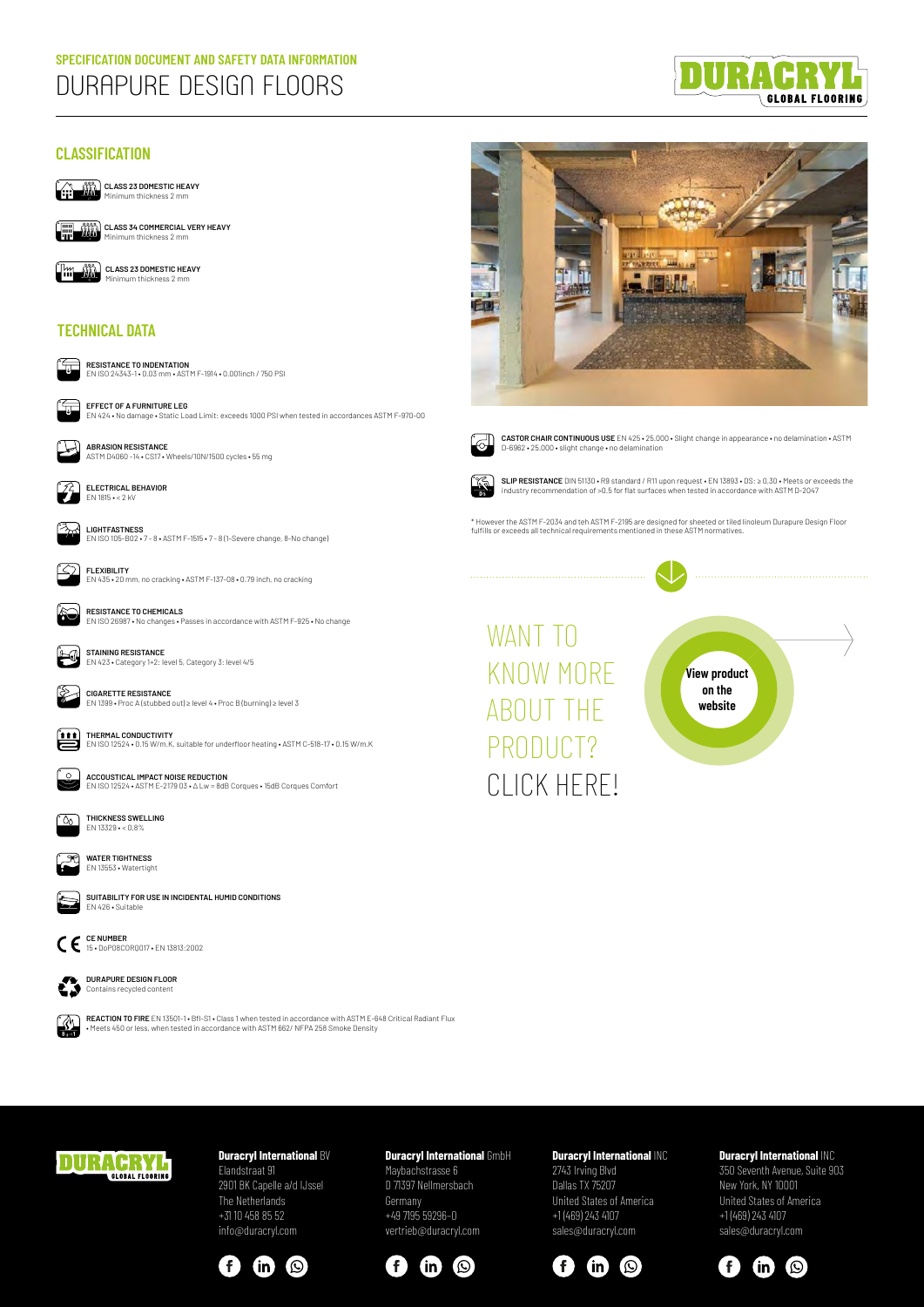## SPECIFICATION DOCUMENT AND SAFETY DATA INFORMATION

# DURAPURE DESIGN FLOORS

## CLASSIFICATION

**CLASS 23 DOMESTIC HEAVY**
Minimum thickness 2 mm

**CLASS 34 COMMERCIAL VERY HEAVY**
Minimum thickness 2 mm

**CLASS 23 DOMESTIC HEAVY**
Minimum thickness 2 mm

## TECHNICAL DATA

**RESISTANCE TO INDENTATION**
EN ISO 24343-1 • 0.03 mm • ASTM F-1914 • 0.001inch / 750 PSI

**EFFECT OF A FURNITURE LEG**
EN 424 • No damage • Static Load Limit: exceeds 1000 PSI when tested in accordances ASTM F-970-00

**ABRASION RESISTANCE**
ASTM D4060 -14 • CS17 • Wheels/10N/1500 cycles • 55 mg

**ELECTRICAL BEHAVIOR**
EN 1815 • < 2 kV

**LIGHTFASTNESS**
EN ISO 105-B02 • 7 - 8 • ASTM F-1515 • 7 - 8 (1-Severe change, 8-No change)

**FLEXIBILITY**
EN 435 • 20 mm, no cracking • ASTM F-137-08 • 0.79 inch, no cracking

**RESISTANCE TO CHEMICALS**
EN ISO 26987 • No changes • Passes in accordance with ASTM F-925 • No change

**STAINING RESISTANCE**
EN 423 • Category 1+2: level 5, Category 3: level 4/5

**CIGARETTE RESISTANCE**
EN 1399 • Proc A (stubbed out) ≥ level 4 • Proc B (burning) ≥ level 3

**THERMAL CONDUCTIVITY**
EN ISO 12524 • 0.15 W/m.K, suitable for underfloor heating • ASTM C-518-17 • 0.15 W/m.K

**ACCOUSTICAL IMPACT NOISE REDUCTION**
EN ISO 12524 • ASTM E-2179 03 • Δ Lw = 8dB Corques • 15dB Corques Comfort

**THICKNESS SWELLING**
EN 13329 • < 0,8%

**WATER TIGHTNESS**
EN 13553 • Watertight

**SUITABILITY FOR USE IN INCIDENTAL HUMID CONDITIONS**
EN 426 • Suitable

**CE NUMBER**
15 • DoP08COR0017 • EN 13813:2002

**DURAPURE DESIGN FLOOR**
Contains recycled content

**REACTION TO FIRE** EN 13501-1 • Bfl-S1 • Class 1 when tested in accordance with ASTM E-648 Critical Radiant Flux • Meets 450 or less, when tested in accordance with ASTM 662/ NFPA 258 Smoke Density

**CASTOR CHAIR CONTINUOUS USE** EN 425 • 25.000 • Slight change in appearance • no delamination • ASTM D-6962 • 25.000 • slight change • no delamination

**SLIP RESISTANCE** DIN 51130 • R9 standard / R11 upon request • EN 13893 • DS: ≥ 0.30 • Meets or exceeds the industry recommendation of >0.5 for flat surfaces when tested in accordance with ASTM D-2047

* However the ASTM F-2034 and teh ASTM F-2195 are designed for sheeted or tiled linoleum Durapure Design Floor fulfills or exceeds all technical requirements mentioned in these ASTM normatives.

WANT TO KNOW MORE ABOUT THE PRODUCT? CLICK HERE!

**View product on the website**

**Duracryl International** BV
Elandstraat 91
2901 BK Capelle a/d IJssel
The Netherlands
+31 10 458 85 52
info@duracryl.com

**Duracryl International** GmbH
Maybachstrasse 6
D 71397 Nellmersbach
Germany
+49 7195 59296-0
vertrieb@duracryl.com

**Duracryl International** INC
2743 Irving Blvd
Dallas TX 75207
United States of America
+1 (469) 243 4107
sales@duracryl.com

**Duracryl International** INC
350 Seventh Avenue, Suite 903
New York, NY 10001
United States of America
+1 (469) 243 4107
sales@duracryl.com